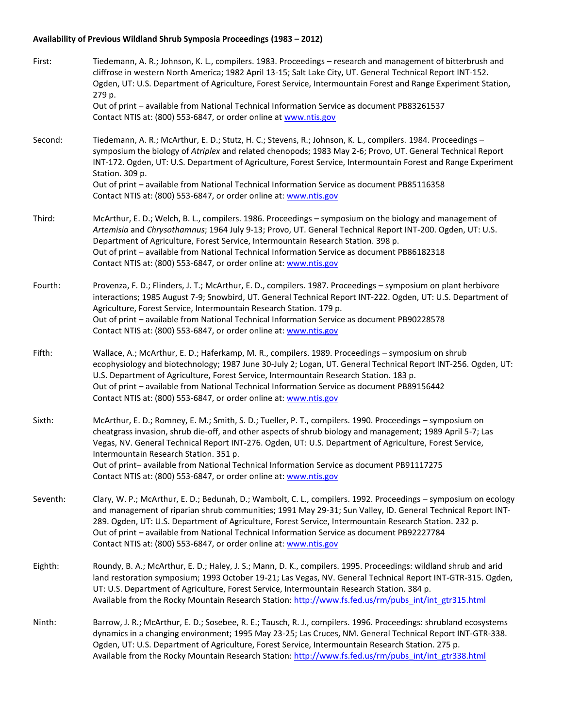**Availability of Previous Wildland Shrub Symposia Proceedings (1983 – 2012)**

First: Tiedemann, A. R.; Johnson, K. L., compilers. 1983. Proceedings – research and management of bitterbrush and cliffrose in western North America; 1982 April 13-15; Salt Lake City, UT. General Technical Report INT-152. Ogden, UT: U.S. Department of Agriculture, Forest Service, Intermountain Forest and Range Experiment Station, 279 p.
Out of print – available from National Technical Information Service as document PB83261537
Contact NTIS at: (800) 553-6847, or order online at www.ntis.gov

Second: Tiedemann, A. R.; McArthur, E. D.; Stutz, H. C.; Stevens, R.; Johnson, K. L., compilers. 1984. Proceedings – symposium the biology of *Atriplex* and related chenopods; 1983 May 2-6; Provo, UT. General Technical Report INT-172. Ogden, UT: U.S. Department of Agriculture, Forest Service, Intermountain Forest and Range Experiment Station. 309 p.
Out of print – available from National Technical Information Service as document PB85116358
Contact NTIS at: (800) 553-6847, or order online at: www.ntis.gov

Third: McArthur, E. D.; Welch, B. L., compilers. 1986. Proceedings – symposium on the biology and management of *Artemisia* and *Chrysothamnus*; 1964 July 9-13; Provo, UT. General Technical Report INT-200. Ogden, UT: U.S. Department of Agriculture, Forest Service, Intermountain Research Station. 398 p.
Out of print – available from National Technical Information Service as document PB86182318
Contact NTIS at: (800) 553-6847, or order online at: www.ntis.gov

Fourth: Provenza, F. D.; Flinders, J. T.; McArthur, E. D., compilers. 1987. Proceedings – symposium on plant herbivore interactions; 1985 August 7-9; Snowbird, UT. General Technical Report INT-222. Ogden, UT: U.S. Department of Agriculture, Forest Service, Intermountain Research Station. 179 p.
Out of print – available from National Technical Information Service as document PB90228578
Contact NTIS at: (800) 553-6847, or order online at: www.ntis.gov

Fifth: Wallace, A.; McArthur, E. D.; Haferkamp, M. R., compilers. 1989. Proceedings – symposium on shrub ecophysiology and biotechnology; 1987 June 30-July 2; Logan, UT. General Technical Report INT-256. Ogden, UT: U.S. Department of Agriculture, Forest Service, Intermountain Research Station. 183 p.
Out of print – available from National Technical Information Service as document PB89156442
Contact NTIS at: (800) 553-6847, or order online at: www.ntis.gov

Sixth: McArthur, E. D.; Romney, E. M.; Smith, S. D.; Tueller, P. T., compilers. 1990. Proceedings – symposium on cheatgrass invasion, shrub die-off, and other aspects of shrub biology and management; 1989 April 5-7; Las Vegas, NV. General Technical Report INT-276. Ogden, UT: U.S. Department of Agriculture, Forest Service, Intermountain Research Station. 351 p.
Out of print– available from National Technical Information Service as document PB91117275
Contact NTIS at: (800) 553-6847, or order online at: www.ntis.gov

Seventh: Clary, W. P.; McArthur, E. D.; Bedunah, D.; Wambolt, C. L., compilers. 1992. Proceedings – symposium on ecology and management of riparian shrub communities; 1991 May 29-31; Sun Valley, ID. General Technical Report INT-289. Ogden, UT: U.S. Department of Agriculture, Forest Service, Intermountain Research Station. 232 p.
Out of print – available from National Technical Information Service as document PB92227784
Contact NTIS at: (800) 553-6847, or order online at: www.ntis.gov

Eighth: Roundy, B. A.; McArthur, E. D.; Haley, J. S.; Mann, D. K., compilers. 1995. Proceedings: wildland shrub and arid land restoration symposium; 1993 October 19-21; Las Vegas, NV. General Technical Report INT-GTR-315. Ogden, UT: U.S. Department of Agriculture, Forest Service, Intermountain Research Station. 384 p.
Available from the Rocky Mountain Research Station: http://www.fs.fed.us/rm/pubs_int/int_gtr315.html

Ninth: Barrow, J. R.; McArthur, E. D.; Sosebee, R. E.; Tausch, R. J., compilers. 1996. Proceedings: shrubland ecosystems dynamics in a changing environment; 1995 May 23-25; Las Cruces, NM. General Technical Report INT-GTR-338. Ogden, UT: U.S. Department of Agriculture, Forest Service, Intermountain Research Station. 275 p.
Available from the Rocky Mountain Research Station: http://www.fs.fed.us/rm/pubs_int/int_gtr338.html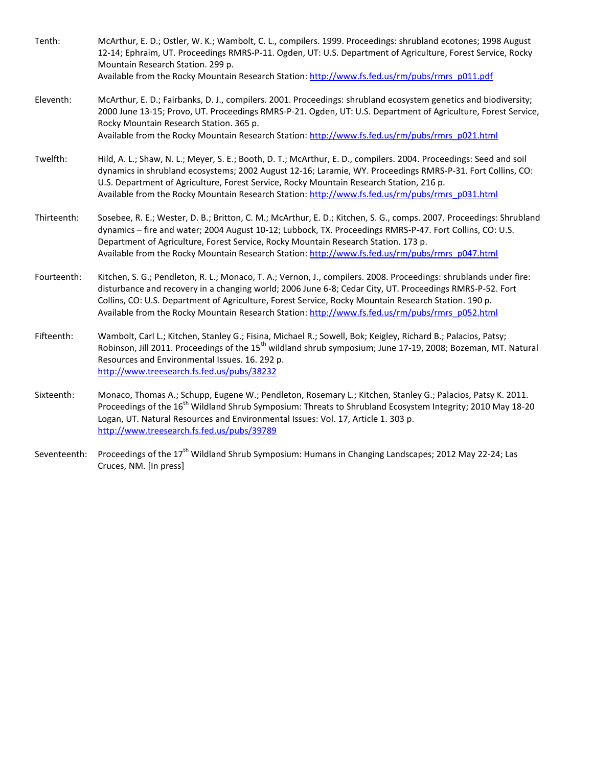Tenth: McArthur, E. D.; Ostler, W. K.; Wambolt, C. L., compilers. 1999. Proceedings: shrubland ecotones; 1998 August 12-14; Ephraim, UT. Proceedings RMRS-P-11. Ogden, UT: U.S. Department of Agriculture, Forest Service, Rocky Mountain Research Station. 299 p.
Available from the Rocky Mountain Research Station: http://www.fs.fed.us/rm/pubs/rmrs_p011.pdf

Eleventh: McArthur, E. D.; Fairbanks, D. J., compilers. 2001. Proceedings: shrubland ecosystem genetics and biodiversity; 2000 June 13-15; Provo, UT. Proceedings RMRS-P-21. Ogden, UT: U.S. Department of Agriculture, Forest Service, Rocky Mountain Research Station. 365 p.
Available from the Rocky Mountain Research Station: http://www.fs.fed.us/rm/pubs/rmrs_p021.html

Twelfth: Hild, A. L.; Shaw, N. L.; Meyer, S. E.; Booth, D. T.; McArthur, E. D., compilers. 2004. Proceedings: Seed and soil dynamics in shrubland ecosystems; 2002 August 12-16; Laramie, WY. Proceedings RMRS-P-31. Fort Collins, CO: U.S. Department of Agriculture, Forest Service, Rocky Mountain Research Station, 216 p.
Available from the Rocky Mountain Research Station: http://www.fs.fed.us/rm/pubs/rmrs_p031.html

Thirteenth: Sosebee, R. E.; Wester, D. B.; Britton, C. M.; McArthur, E. D.; Kitchen, S. G., comps. 2007. Proceedings: Shrubland dynamics – fire and water; 2004 August 10-12; Lubbock, TX. Proceedings RMRS-P-47. Fort Collins, CO: U.S. Department of Agriculture, Forest Service, Rocky Mountain Research Station. 173 p.
Available from the Rocky Mountain Research Station: http://www.fs.fed.us/rm/pubs/rmrs_p047.html

Fourteenth: Kitchen, S. G.; Pendleton, R. L.; Monaco, T. A.; Vernon, J., compilers. 2008. Proceedings: shrublands under fire: disturbance and recovery in a changing world; 2006 June 6-8; Cedar City, UT. Proceedings RMRS-P-52. Fort Collins, CO: U.S. Department of Agriculture, Forest Service, Rocky Mountain Research Station. 190 p.
Available from the Rocky Mountain Research Station: http://www.fs.fed.us/rm/pubs/rmrs_p052.html

Fifteenth: Wambolt, Carl L.; Kitchen, Stanley G.; Fisina, Michael R.; Sowell, Bok; Keigley, Richard B.; Palacios, Patsy; Robinson, Jill 2011. Proceedings of the 15th wildland shrub symposium; June 17-19, 2008; Bozeman, MT. Natural Resources and Environmental Issues. 16. 292 p.
http://www.treesearch.fs.fed.us/pubs/38232

Sixteenth: Monaco, Thomas A.; Schupp, Eugene W.; Pendleton, Rosemary L.; Kitchen, Stanley G.; Palacios, Patsy K. 2011. Proceedings of the 16th Wildland Shrub Symposium: Threats to Shrubland Ecosystem Integrity; 2010 May 18-20 Logan, UT. Natural Resources and Environmental Issues: Vol. 17, Article 1. 303 p.
http://www.treesearch.fs.fed.us/pubs/39789

Seventeenth: Proceedings of the 17th Wildland Shrub Symposium: Humans in Changing Landscapes; 2012 May 22-24; Las Cruces, NM. [In press]